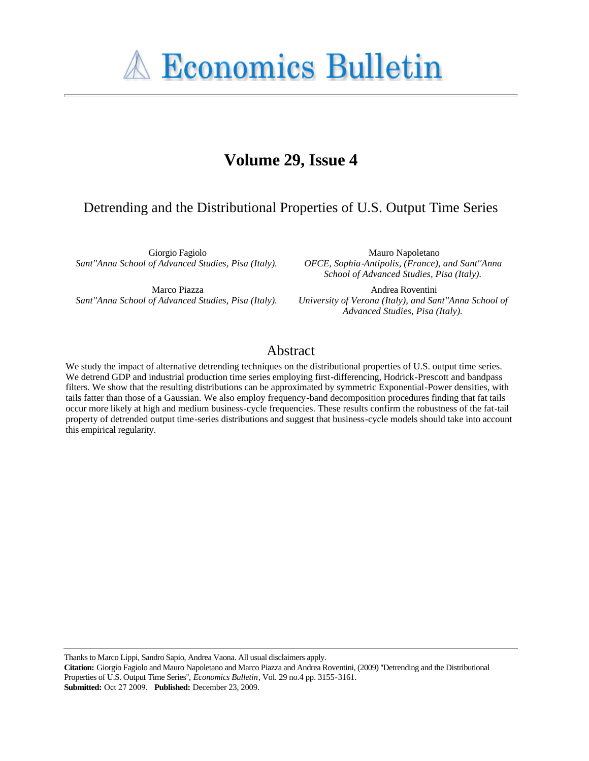# Economics Bulletin

## Volume 29, Issue 4

### Detrending and the Distributional Properties of U.S. Output Time Series

Giorgio Fagiolo
*Sant''Anna School of Advanced Studies, Pisa (Italy).*

Mauro Napoletano
*OFCE, Sophia-Antipolis, (France), and Sant''Anna School of Advanced Studies, Pisa (Italy).*

Marco Piazza
*Sant''Anna School of Advanced Studies, Pisa (Italy).*

Andrea Roventini
*University of Verona (Italy), and Sant''Anna School of Advanced Studies, Pisa (Italy).*

## Abstract

We study the impact of alternative detrending techniques on the distributional properties of U.S. output time series. We detrend GDP and industrial production time series employing first-differencing, Hodrick-Prescott and bandpass filters. We show that the resulting distributions can be approximated by symmetric Exponential-Power densities, with tails fatter than those of a Gaussian. We also employ frequency-band decomposition procedures finding that fat tails occur more likely at high and medium business-cycle frequencies. These results confirm the robustness of the fat-tail property of detrended output time-series distributions and suggest that business-cycle models should take into account this empirical regularity.

---

Thanks to Marco Lippi, Sandro Sapio, Andrea Vaona. All usual disclaimers apply.

**Citation:** Giorgio Fagiolo and Mauro Napoletano and Marco Piazza and Andrea Roventini, (2009) ''Detrending and the Distributional Properties of U.S. Output Time Series'', *Economics Bulletin*, Vol. 29 no.4 pp. 3155-3161.

**Submitted:** Oct 27 2009. **Published:** December 23, 2009.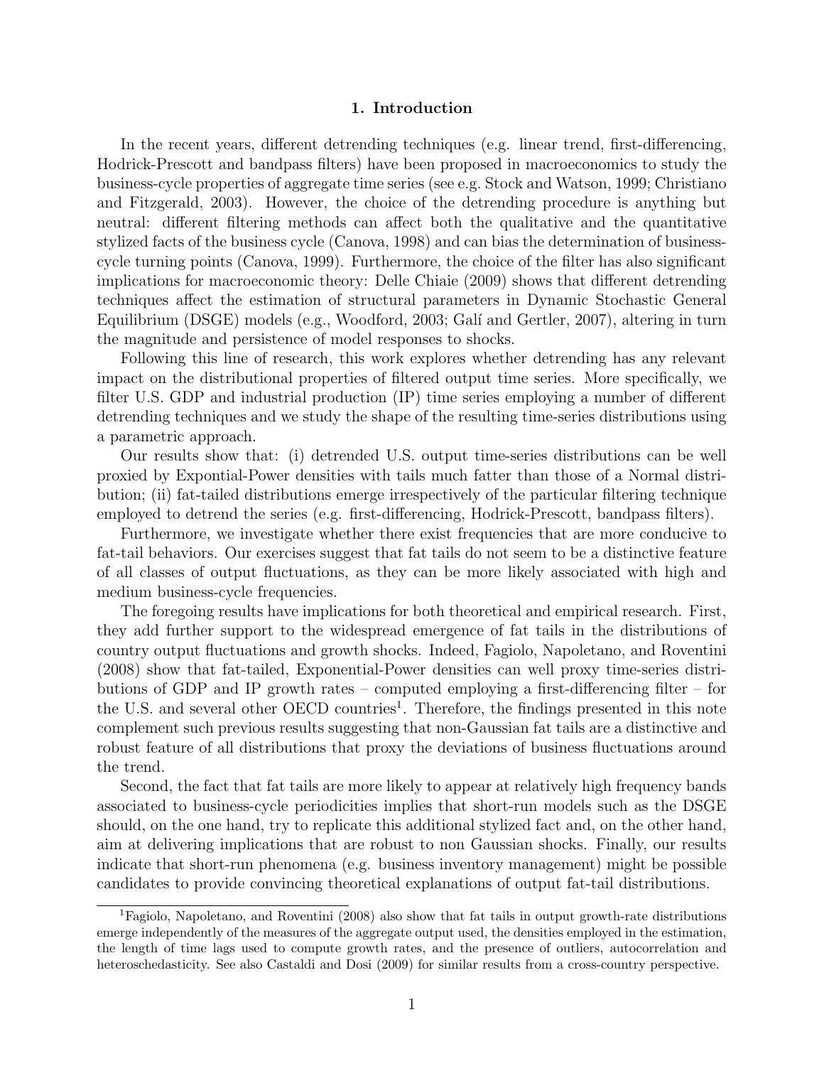## 1. Introduction

In the recent years, different detrending techniques (e.g. linear trend, first-differencing, Hodrick-Prescott and bandpass filters) have been proposed in macroeconomics to study the business-cycle properties of aggregate time series (see e.g. Stock and Watson, 1999; Christiano and Fitzgerald, 2003). However, the choice of the detrending procedure is anything but neutral: different filtering methods can affect both the qualitative and the quantitative stylized facts of the business cycle (Canova, 1998) and can bias the determination of business-cycle turning points (Canova, 1999). Furthermore, the choice of the filter has also significant implications for macroeconomic theory: Delle Chiaie (2009) shows that different detrending techniques affect the estimation of structural parameters in Dynamic Stochastic General Equilibrium (DSGE) models (e.g., Woodford, 2003; Galí and Gertler, 2007), altering in turn the magnitude and persistence of model responses to shocks.

Following this line of research, this work explores whether detrending has any relevant impact on the distributional properties of filtered output time series. More specifically, we filter U.S. GDP and industrial production (IP) time series employing a number of different detrending techniques and we study the shape of the resulting time-series distributions using a parametric approach.

Our results show that: (i) detrended U.S. output time-series distributions can be well proxied by Expontial-Power densities with tails much fatter than those of a Normal distribution; (ii) fat-tailed distributions emerge irrespectively of the particular filtering technique employed to detrend the series (e.g. first-differencing, Hodrick-Prescott, bandpass filters).

Furthermore, we investigate whether there exist frequencies that are more conducive to fat-tail behaviors. Our exercises suggest that fat tails do not seem to be a distinctive feature of all classes of output fluctuations, as they can be more likely associated with high and medium business-cycle frequencies.

The foregoing results have implications for both theoretical and empirical research. First, they add further support to the widespread emergence of fat tails in the distributions of country output fluctuations and growth shocks. Indeed, Fagiolo, Napoletano, and Roventini (2008) show that fat-tailed, Exponential-Power densities can well proxy time-series distributions of GDP and IP growth rates – computed employing a first-differencing filter – for the U.S. and several other OECD countries[1]. Therefore, the findings presented in this note complement such previous results suggesting that non-Gaussian fat tails are a distinctive and robust feature of all distributions that proxy the deviations of business fluctuations around the trend.

Second, the fact that fat tails are more likely to appear at relatively high frequency bands associated to business-cycle periodicities implies that short-run models such as the DSGE should, on the one hand, try to replicate this additional stylized fact and, on the other hand, aim at delivering implications that are robust to non Gaussian shocks. Finally, our results indicate that short-run phenomena (e.g. business inventory management) might be possible candidates to provide convincing theoretical explanations of output fat-tail distributions.

[1] Fagiolo, Napoletano, and Roventini (2008) also show that fat tails in output growth-rate distributions emerge independently of the measures of the aggregate output used, the densities employed in the estimation, the length of time lags used to compute growth rates, and the presence of outliers, autocorrelation and heteroschedasticity. See also Castaldi and Dosi (2009) for similar results from a cross-country perspective.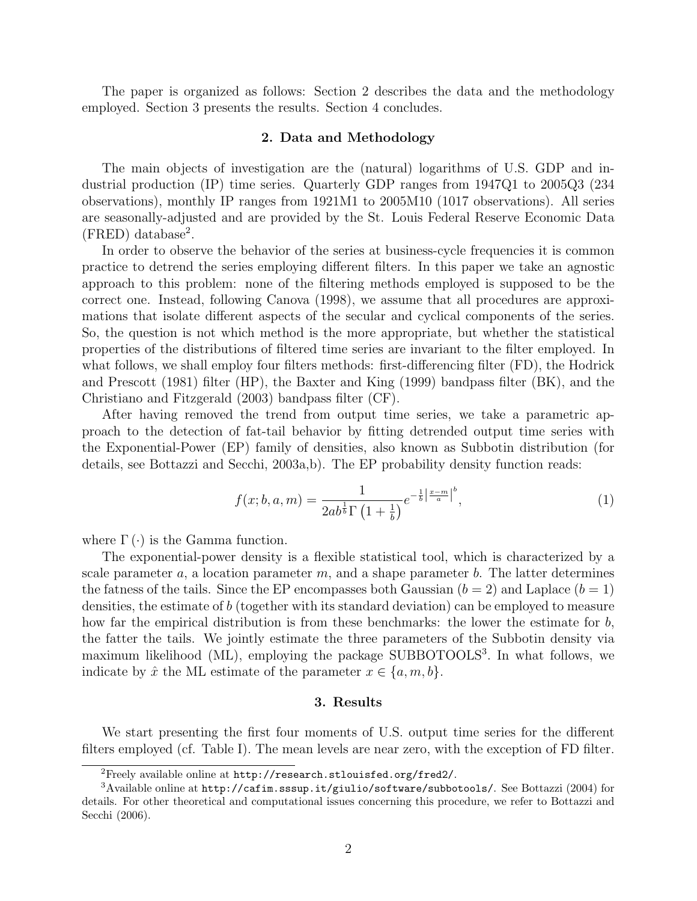The paper is organized as follows: Section 2 describes the data and the methodology employed. Section 3 presents the results. Section 4 concludes.

## 2. Data and Methodology

The main objects of investigation are the (natural) logarithms of U.S. GDP and industrial production (IP) time series. Quarterly GDP ranges from 1947Q1 to 2005Q3 (234 observations), monthly IP ranges from 1921M1 to 2005M10 (1017 observations). All series are seasonally-adjusted and are provided by the St. Louis Federal Reserve Economic Data (FRED) database[2].

In order to observe the behavior of the series at business-cycle frequencies it is common practice to detrend the series employing different filters. In this paper we take an agnostic approach to this problem: none of the filtering methods employed is supposed to be the correct one. Instead, following Canova (1998), we assume that all procedures are approximations that isolate different aspects of the secular and cyclical components of the series. So, the question is not which method is the more appropriate, but whether the statistical properties of the distributions of filtered time series are invariant to the filter employed. In what follows, we shall employ four filters methods: first-differencing filter (FD), the Hodrick and Prescott (1981) filter (HP), the Baxter and King (1999) bandpass filter (BK), and the Christiano and Fitzgerald (2003) bandpass filter (CF).

After having removed the trend from output time series, we take a parametric approach to the detection of fat-tail behavior by fitting detrended output time series with the Exponential-Power (EP) family of densities, also known as Subbotin distribution (for details, see Bottazzi and Secchi, 2003a,b). The EP probability density function reads:

$$f(x; b, a, m) = \frac{1}{2ab^{\frac{1}{b}}\Gamma\left(1 + \frac{1}{b}\right)} e^{-\frac{1}{b}\left|\frac{x-m}{a}\right|^{b}}, \tag{1}$$

where $\Gamma(\cdot)$ is the Gamma function.

The exponential-power density is a flexible statistical tool, which is characterized by a scale parameter $a$, a location parameter $m$, and a shape parameter $b$. The latter determines the fatness of the tails. Since the EP encompasses both Gaussian ($b = 2$) and Laplace ($b = 1$) densities, the estimate of $b$ (together with its standard deviation) can be employed to measure how far the empirical distribution is from these benchmarks: the lower the estimate for $b$, the fatter the tails. We jointly estimate the three parameters of the Subbotin density via maximum likelihood (ML), employing the package SUBBOTOOLS[3]. In what follows, we indicate by $\hat{x}$ the ML estimate of the parameter $x \in \{a, m, b\}$.

## 3. Results

We start presenting the first four moments of U.S. output time series for the different filters employed (cf. Table I). The mean levels are near zero, with the exception of FD filter.

---

[2] Freely available online at `http://research.stlouisfed.org/fred2/`.

[3] Available online at `http://cafim.sssup.it/giulio/software/subbotools/`. See Bottazzi (2004) for details. For other theoretical and computational issues concerning this procedure, we refer to Bottazzi and Secchi (2006).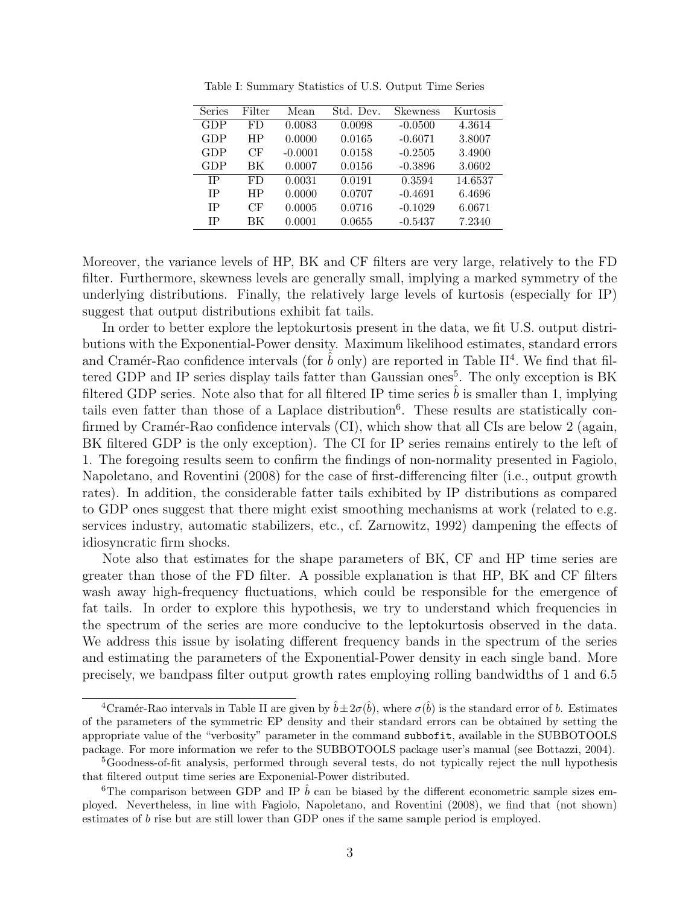Table I: Summary Statistics of U.S. Output Time Series

| Series | Filter | Mean | Std. Dev. | Skewness | Kurtosis |
|---|---|---|---|---|---|
| GDP | FD | 0.0083 | 0.0098 | -0.0500 | 4.3614 |
| GDP | HP | 0.0000 | 0.0165 | -0.6071 | 3.8007 |
| GDP | CF | -0.0001 | 0.0158 | -0.2505 | 3.4900 |
| GDP | BK | 0.0007 | 0.0156 | -0.3896 | 3.0602 |
| IP | FD | 0.0031 | 0.0191 | 0.3594 | 14.6537 |
| IP | HP | 0.0000 | 0.0707 | -0.4691 | 6.4696 |
| IP | CF | 0.0005 | 0.0716 | -0.1029 | 6.0671 |
| IP | BK | 0.0001 | 0.0655 | -0.5437 | 7.2340 |

Moreover, the variance levels of HP, BK and CF filters are very large, relatively to the FD filter. Furthermore, skewness levels are generally small, implying a marked symmetry of the underlying distributions. Finally, the relatively large levels of kurtosis (especially for IP) suggest that output distributions exhibit fat tails.

In order to better explore the leptokurtosis present in the data, we fit U.S. output distributions with the Exponential-Power density. Maximum likelihood estimates, standard errors and Cramér-Rao confidence intervals (for $\hat{b}$ only) are reported in Table II[4]. We find that filtered GDP and IP series display tails fatter than Gaussian ones[5]. The only exception is BK filtered GDP series. Note also that for all filtered IP time series $\hat{b}$ is smaller than 1, implying tails even fatter than those of a Laplace distribution[6]. These results are statistically confirmed by Cramér-Rao confidence intervals (CI), which show that all CIs are below 2 (again, BK filtered GDP is the only exception). The CI for IP series remains entirely to the left of 1. The foregoing results seem to confirm the findings of non-normality presented in Fagiolo, Napoletano, and Roventini (2008) for the case of first-differencing filter (i.e., output growth rates). In addition, the considerable fatter tails exhibited by IP distributions as compared to GDP ones suggest that there might exist smoothing mechanisms at work (related to e.g. services industry, automatic stabilizers, etc., cf. Zarnowitz, 1992) dampening the effects of idiosyncratic firm shocks.

Note also that estimates for the shape parameters of BK, CF and HP time series are greater than those of the FD filter. A possible explanation is that HP, BK and CF filters wash away high-frequency fluctuations, which could be responsible for the emergence of fat tails. In order to explore this hypothesis, we try to understand which frequencies in the spectrum of the series are more conducive to the leptokurtosis observed in the data. We address this issue by isolating different frequency bands in the spectrum of the series and estimating the parameters of the Exponential-Power density in each single band. More precisely, we bandpass filter output growth rates employing rolling bandwidths of 1 and 6.5

---

[4] Cramér-Rao intervals in Table II are given by $\hat{b} \pm 2\sigma(\hat{b})$, where $\sigma(\hat{b})$ is the standard error of $b$. Estimates of the parameters of the symmetric EP density and their standard errors can be obtained by setting the appropriate value of the "verbosity" parameter in the command `subbofit`, available in the SUBBOTOOLS package. For more information we refer to the SUBBOTOOLS package user's manual (see Bottazzi, 2004).

[5] Goodness-of-fit analysis, performed through several tests, do not typically reject the null hypothesis that filtered output time series are Exponenial-Power distributed.

[6] The comparison between GDP and IP $\hat{b}$ can be biased by the different econometric sample sizes employed. Nevertheless, in line with Fagiolo, Napoletano, and Roventini (2008), we find that (not shown) estimates of $b$ rise but are still lower than GDP ones if the same sample period is employed.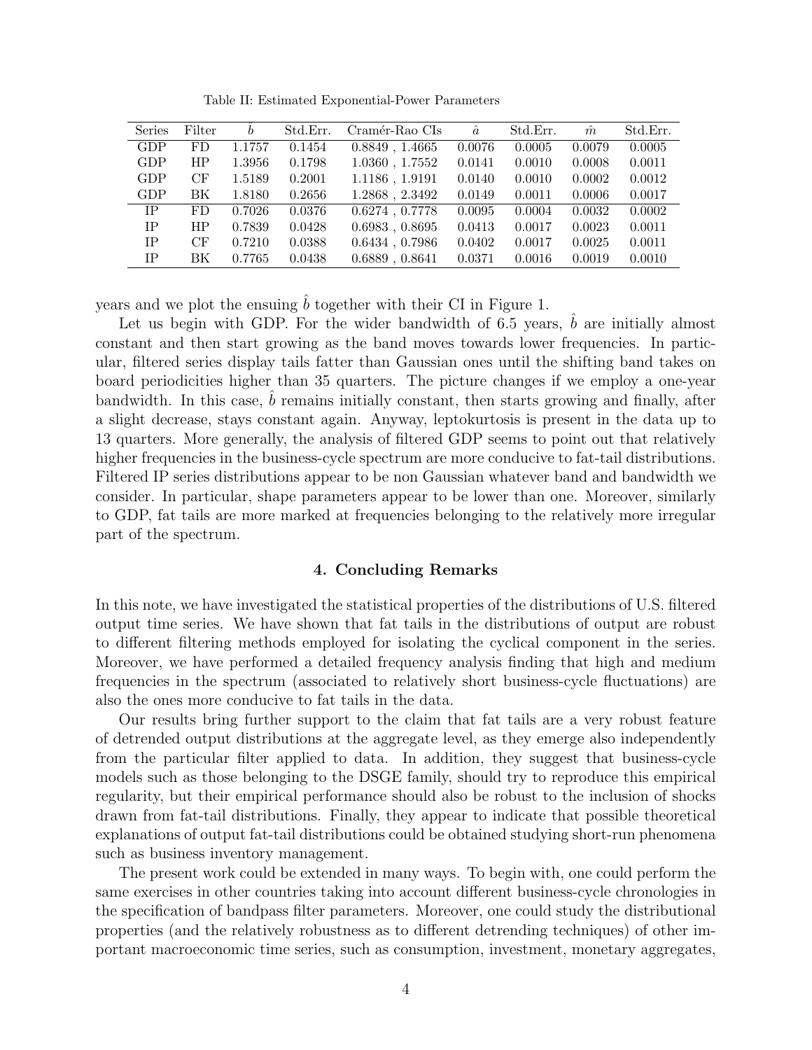Table II: Estimated Exponential-Power Parameters

| Series | Filter | $\hat{b}$ | Std.Err. | Cramér-Rao CIs | $\hat{a}$ | Std.Err. | $\hat{m}$ | Std.Err. |
|---|---|---|---|---|---|---|---|---|
| GDP | FD | 1.1757 | 0.1454 | 0.8849 , 1.4665 | 0.0076 | 0.0005 | 0.0079 | 0.0005 |
| GDP | HP | 1.3956 | 0.1798 | 1.0360 , 1.7552 | 0.0141 | 0.0010 | 0.0008 | 0.0011 |
| GDP | CF | 1.5189 | 0.2001 | 1.1186 , 1.9191 | 0.0140 | 0.0010 | 0.0002 | 0.0012 |
| GDP | BK | 1.8180 | 0.2656 | 1.2868 , 2.3492 | 0.0149 | 0.0011 | 0.0006 | 0.0017 |
| IP | FD | 0.7026 | 0.0376 | 0.6274 , 0.7778 | 0.0095 | 0.0004 | 0.0032 | 0.0002 |
| IP | HP | 0.7839 | 0.0428 | 0.6983 , 0.8695 | 0.0413 | 0.0017 | 0.0023 | 0.0011 |
| IP | CF | 0.7210 | 0.0388 | 0.6434 , 0.7986 | 0.0402 | 0.0017 | 0.0025 | 0.0011 |
| IP | BK | 0.7765 | 0.0438 | 0.6889 , 0.8641 | 0.0371 | 0.0016 | 0.0019 | 0.0010 |

years and we plot the ensuing $\hat{b}$ together with their CI in Figure 1.

Let us begin with GDP. For the wider bandwidth of 6.5 years, $\hat{b}$ are initially almost constant and then start growing as the band moves towards lower frequencies. In particular, filtered series display tails fatter than Gaussian ones until the shifting band takes on board periodicities higher than 35 quarters. The picture changes if we employ a one-year bandwidth. In this case, $\hat{b}$ remains initially constant, then starts growing and finally, after a slight decrease, stays constant again. Anyway, leptokurtosis is present in the data up to 13 quarters. More generally, the analysis of filtered GDP seems to point out that relatively higher frequencies in the business-cycle spectrum are more conducive to fat-tail distributions. Filtered IP series distributions appear to be non Gaussian whatever band and bandwidth we consider. In particular, shape parameters appear to be lower than one. Moreover, similarly to GDP, fat tails are more marked at frequencies belonging to the relatively more irregular part of the spectrum.

## 4. Concluding Remarks

In this note, we have investigated the statistical properties of the distributions of U.S. filtered output time series. We have shown that fat tails in the distributions of output are robust to different filtering methods employed for isolating the cyclical component in the series. Moreover, we have performed a detailed frequency analysis finding that high and medium frequencies in the spectrum (associated to relatively short business-cycle fluctuations) are also the ones more conducive to fat tails in the data.

Our results bring further support to the claim that fat tails are a very robust feature of detrended output distributions at the aggregate level, as they emerge also independently from the particular filter applied to data. In addition, they suggest that business-cycle models such as those belonging to the DSGE family, should try to reproduce this empirical regularity, but their empirical performance should also be robust to the inclusion of shocks drawn from fat-tail distributions. Finally, they appear to indicate that possible theoretical explanations of output fat-tail distributions could be obtained studying short-run phenomena such as business inventory management.

The present work could be extended in many ways. To begin with, one could perform the same exercises in other countries taking into account different business-cycle chronologies in the specification of bandpass filter parameters. Moreover, one could study the distributional properties (and the relatively robustness as to different detrending techniques) of other important macroeconomic time series, such as consumption, investment, monetary aggregates,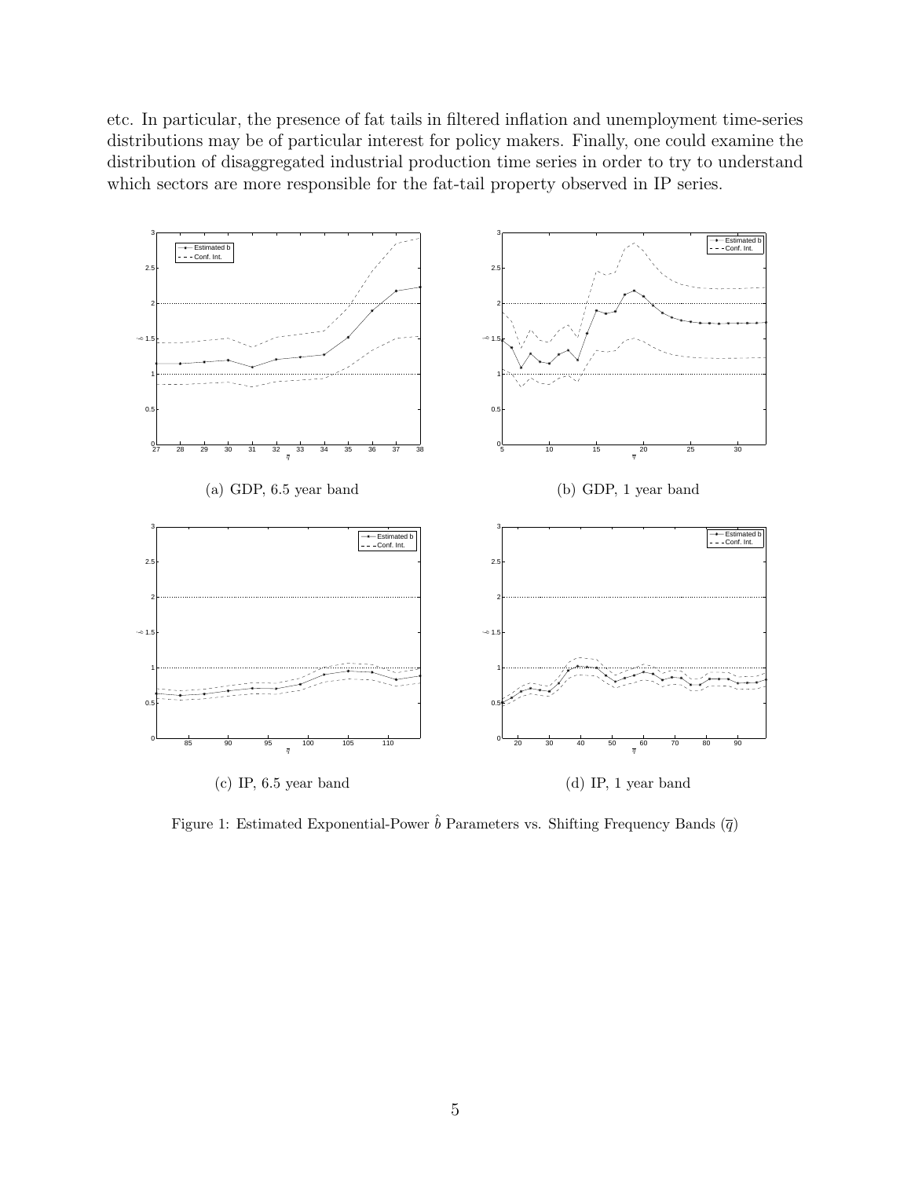etc. In particular, the presence of fat tails in filtered inflation and unemployment time-series distributions may be of particular interest for policy makers. Finally, one could examine the distribution of disaggregated industrial production time series in order to try to understand which sectors are more responsible for the fat-tail property observed in IP series.

(a) GDP, 6.5 year band

(b) GDP, 1 year band

(c) IP, 6.5 year band

(d) IP, 1 year band

Figure 1: Estimated Exponential-Power $\hat{b}$ Parameters vs. Shifting Frequency Bands ($\overline{q}$)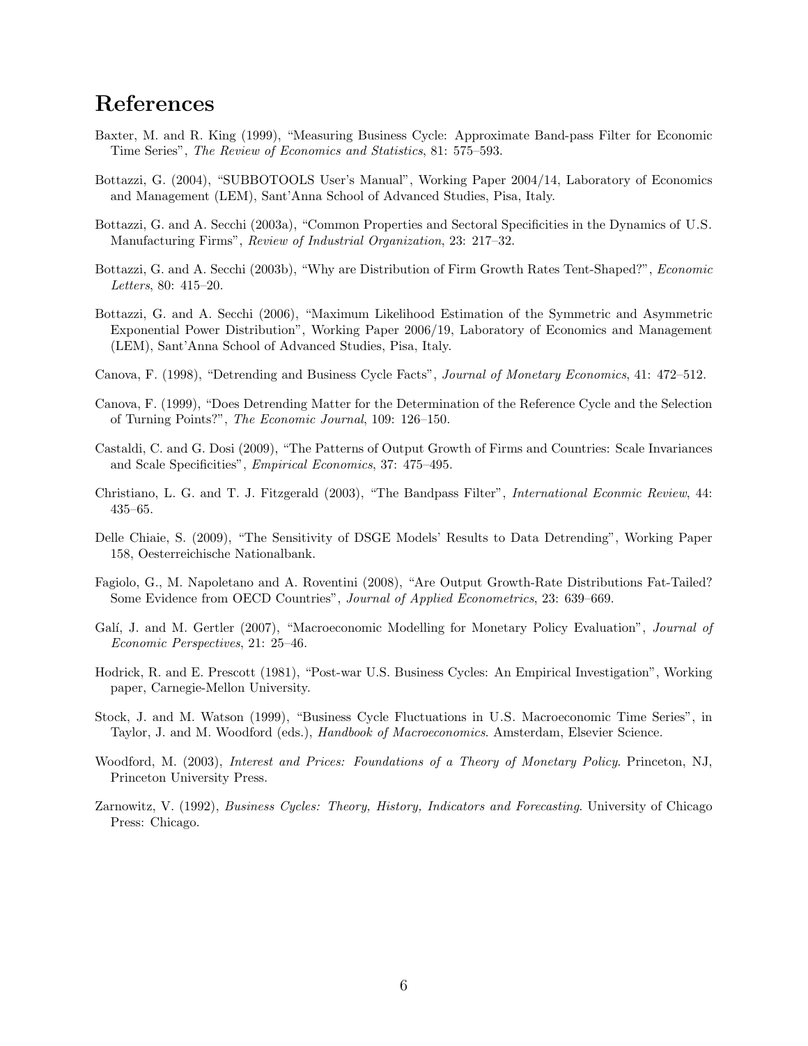# References

Baxter, M. and R. King (1999), "Measuring Business Cycle: Approximate Band-pass Filter for Economic Time Series", *The Review of Economics and Statistics*, 81: 575–593.

Bottazzi, G. (2004), "SUBBOTOOLS User's Manual", Working Paper 2004/14, Laboratory of Economics and Management (LEM), Sant'Anna School of Advanced Studies, Pisa, Italy.

Bottazzi, G. and A. Secchi (2003a), "Common Properties and Sectoral Specificities in the Dynamics of U.S. Manufacturing Firms", *Review of Industrial Organization*, 23: 217–32.

Bottazzi, G. and A. Secchi (2003b), "Why are Distribution of Firm Growth Rates Tent-Shaped?", *Economic Letters*, 80: 415–20.

Bottazzi, G. and A. Secchi (2006), "Maximum Likelihood Estimation of the Symmetric and Asymmetric Exponential Power Distribution", Working Paper 2006/19, Laboratory of Economics and Management (LEM), Sant'Anna School of Advanced Studies, Pisa, Italy.

Canova, F. (1998), "Detrending and Business Cycle Facts", *Journal of Monetary Economics*, 41: 472–512.

Canova, F. (1999), "Does Detrending Matter for the Determination of the Reference Cycle and the Selection of Turning Points?", *The Economic Journal*, 109: 126–150.

Castaldi, C. and G. Dosi (2009), "The Patterns of Output Growth of Firms and Countries: Scale Invariances and Scale Specificities", *Empirical Economics*, 37: 475–495.

Christiano, L. G. and T. J. Fitzgerald (2003), "The Bandpass Filter", *International Econmic Review*, 44: 435–65.

Delle Chiaie, S. (2009), "The Sensitivity of DSGE Models' Results to Data Detrending", Working Paper 158, Oesterreichische Nationalbank.

Fagiolo, G., M. Napoletano and A. Roventini (2008), "Are Output Growth-Rate Distributions Fat-Tailed? Some Evidence from OECD Countries", *Journal of Applied Econometrics*, 23: 639–669.

Galí, J. and M. Gertler (2007), "Macroeconomic Modelling for Monetary Policy Evaluation", *Journal of Economic Perspectives*, 21: 25–46.

Hodrick, R. and E. Prescott (1981), "Post-war U.S. Business Cycles: An Empirical Investigation", Working paper, Carnegie-Mellon University.

Stock, J. and M. Watson (1999), "Business Cycle Fluctuations in U.S. Macroeconomic Time Series", in Taylor, J. and M. Woodford (eds.), *Handbook of Macroeconomics*. Amsterdam, Elsevier Science.

Woodford, M. (2003), *Interest and Prices: Foundations of a Theory of Monetary Policy*. Princeton, NJ, Princeton University Press.

Zarnowitz, V. (1992), *Business Cycles: Theory, History, Indicators and Forecasting*. University of Chicago Press: Chicago.